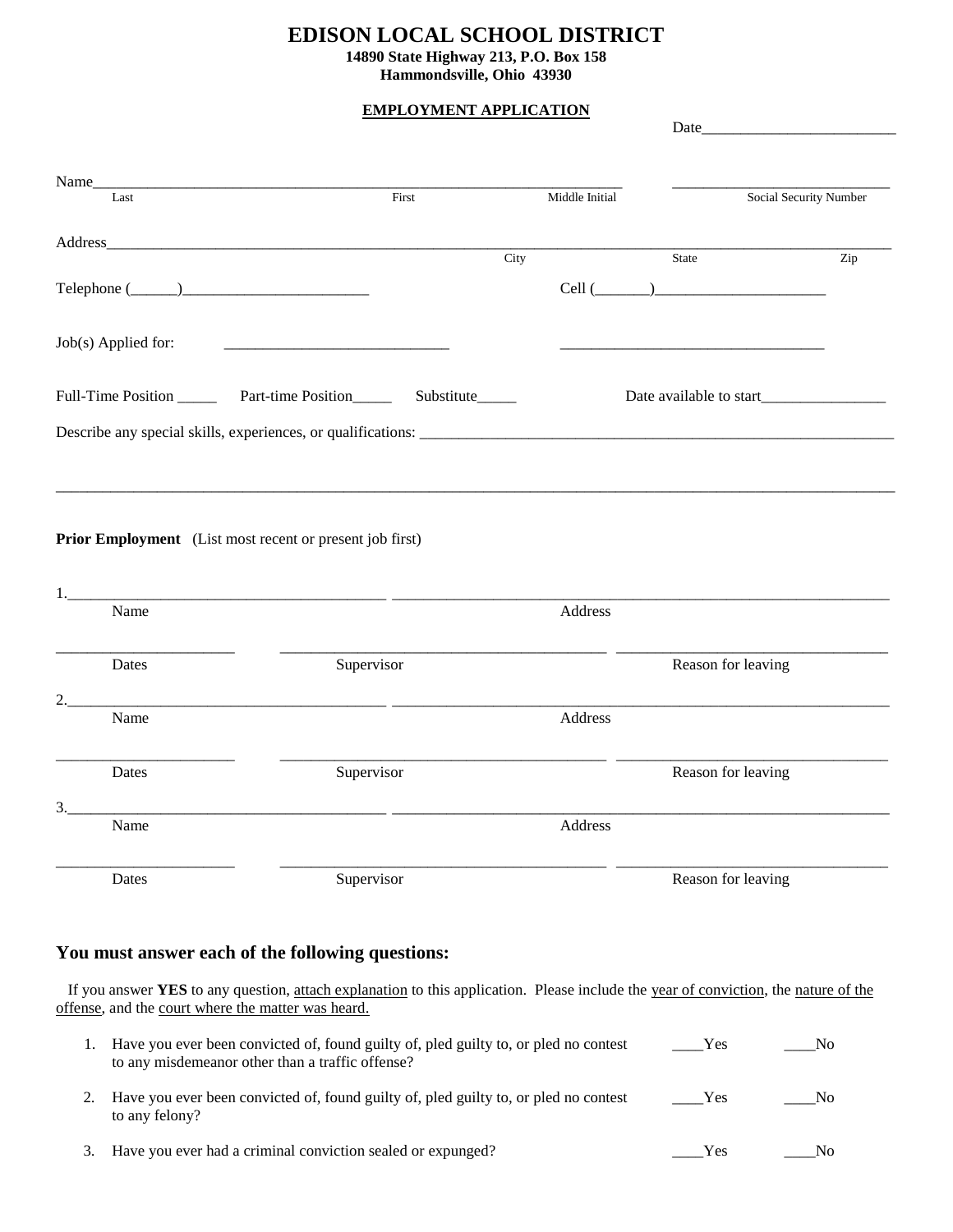# EDISON LOCAL SCHOOL DISTRICT

**14890 State Highway 213, P.O. Box 158**
**Hammondsville, Ohio 43930**

**EMPLOYMENT APPLICATION**

Date_________________________

Name______________________________________________________________________ ____________________________
Last First Middle Initial Social Security Number

Address_____________________________________________________________________________________________________
City State Zip

Telephone (______)________________________ Cell (_______)______________________

Job(s) Applied for: ____________________________ __________________________________

Full-Time Position _____ Part-time Position_____ Substitute_____ Date available to start________________

Describe any special skills, experiences, or qualifications: ___________________________________________________________

_____________________________________________________________________________________________________________

**Prior Employment** (List most recent or present job first)

1.________________________________________ _______________________________________________________________
Name Address

______________________ ________________________________________ _________________________________
Dates Supervisor Reason for leaving

2.________________________________________ _______________________________________________________________
Name Address

______________________ ________________________________________ _________________________________
Dates Supervisor Reason for leaving

3.________________________________________ _______________________________________________________________
Name Address

______________________ ________________________________________ _________________________________
Dates Supervisor Reason for leaving

## You must answer each of the following questions:

If you answer **YES** to any question, attach explanation to this application. Please include the year of conviction, the nature of the offense, and the court where the matter was heard.

1. Have you ever been convicted of, found guilty of, pled guilty to, or pled no contest to any misdemeanor other than a traffic offense? ____Yes ____No
2. Have you ever been convicted of, found guilty of, pled guilty to, or pled no contest to any felony? ____Yes ____No
3. Have you ever had a criminal conviction sealed or expunged? ____Yes ____No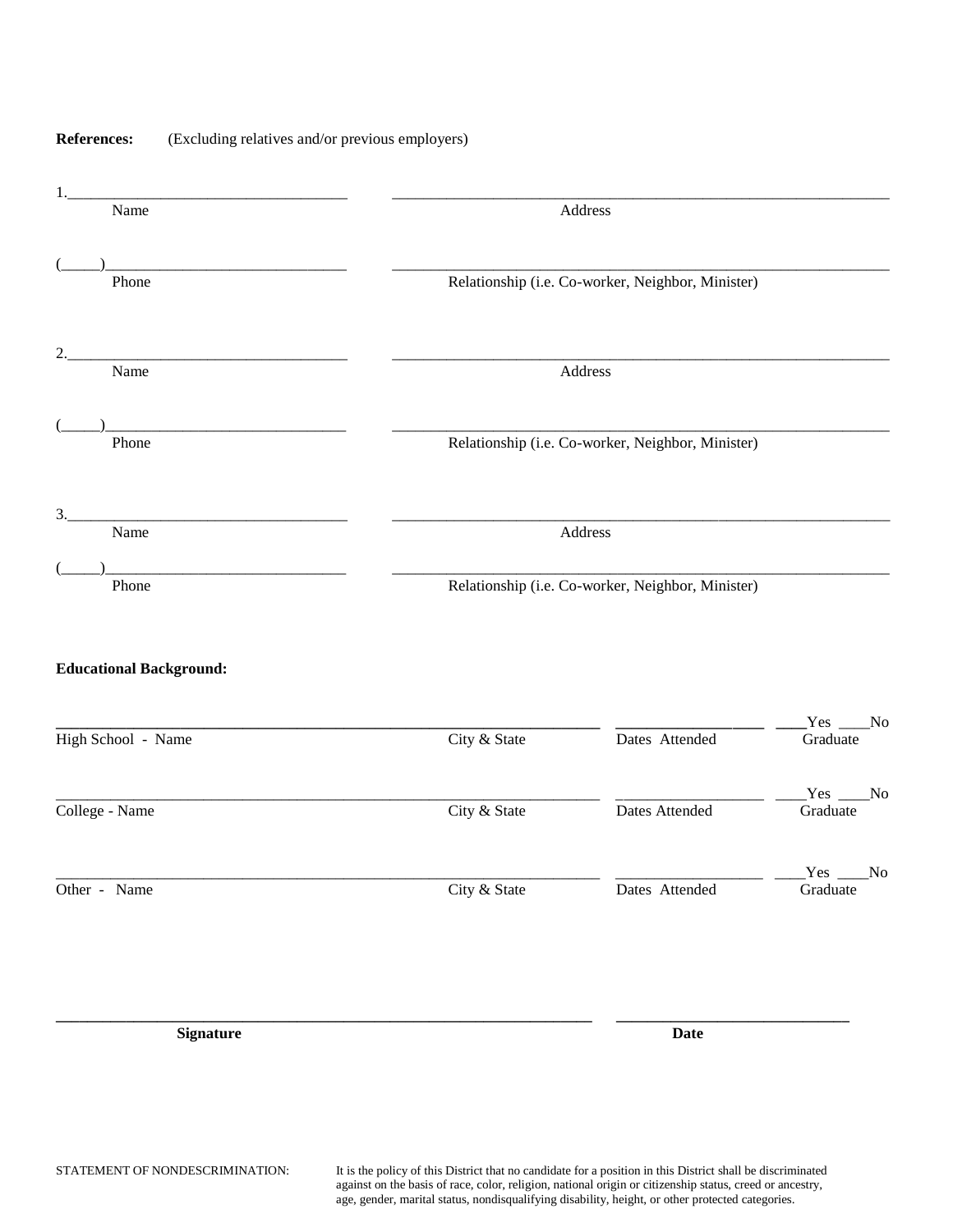**References:** (Excluding relatives and/or previous employers)

1.____________________________________ ________________________________________________________________
Name Address

(_____)_______________________________ ________________________________________________________________
Phone Relationship (i.e. Co-worker, Neighbor, Minister)

2.____________________________________ ________________________________________________________________
Name Address

(_____)_______________________________ ________________________________________________________________
Phone Relationship (i.e. Co-worker, Neighbor, Minister)

3.____________________________________ ________________________________________________________________
Name Address

(_____)_______________________________ ________________________________________________________________
Phone Relationship (i.e. Co-worker, Neighbor, Minister)

**Educational Background:**

______________________________________________________________________ __________________ ____Yes ____No
High School - Name City & State Dates Attended Graduate

______________________________________________________________________ __________________ ____Yes ____No
College - Name City & State Dates Attended Graduate

______________________________________________________________________ __________________ ____Yes ____No
Other - Name City & State Dates Attended Graduate

______________________________________________________________________ ______________________________
**Signature** **Date**

STATEMENT OF NONDESCRIMINATION: It is the policy of this District that no candidate for a position in this District shall be discriminated against on the basis of race, color, religion, national origin or citizenship status, creed or ancestry, age, gender, marital status, nondisqualifying disability, height, or other protected categories.